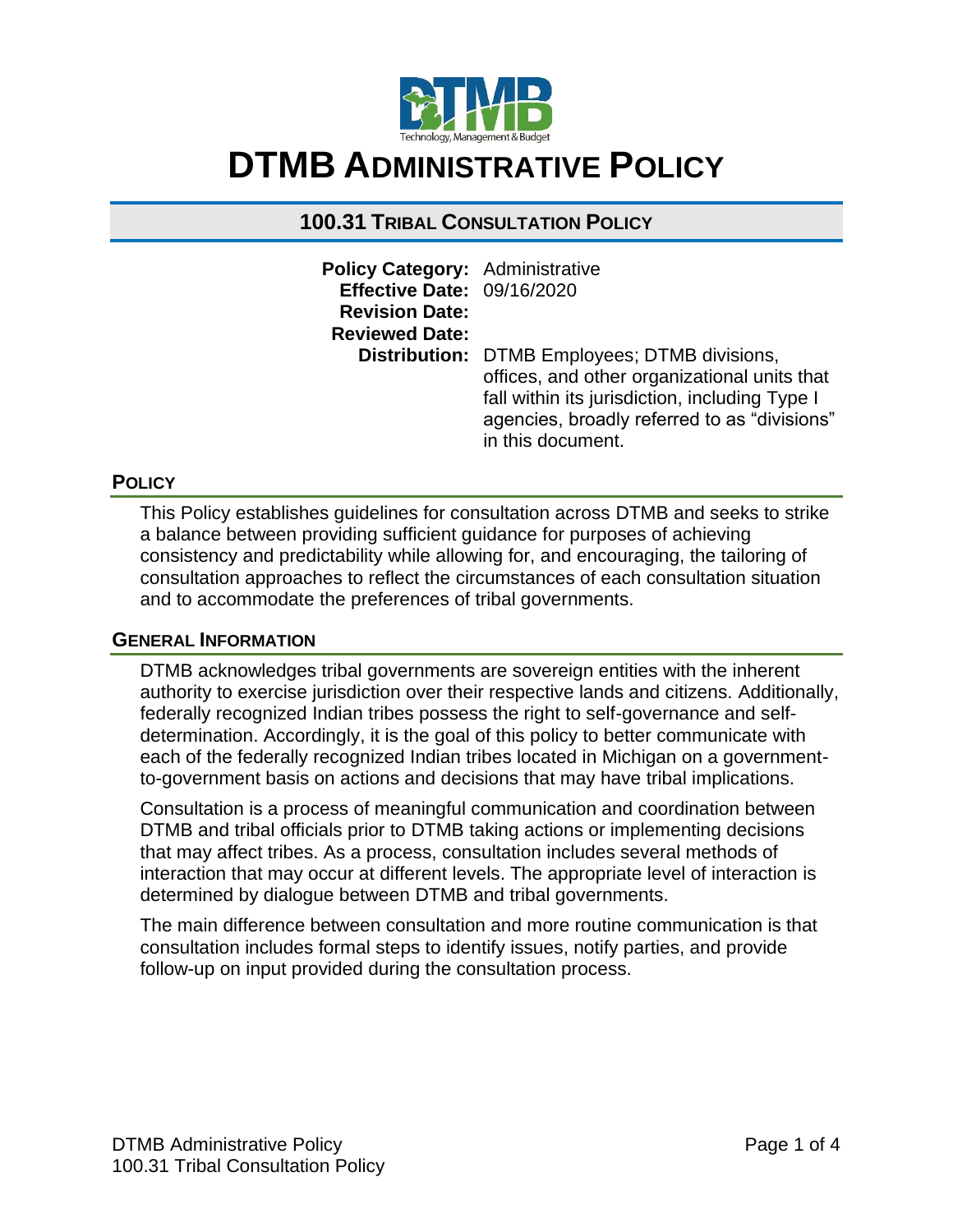# DTMB ADMINISTRATIVE POLICY

## 100.31 TRIBAL CONSULTATION POLICY

**Policy Category:** Administrative
**Effective Date:** 09/16/2020
**Revision Date:**
**Reviewed Date:**
**Distribution:** DTMB Employees; DTMB divisions, offices, and other organizational units that fall within its jurisdiction, including Type I agencies, broadly referred to as "divisions" in this document.

### POLICY

This Policy establishes guidelines for consultation across DTMB and seeks to strike a balance between providing sufficient guidance for purposes of achieving consistency and predictability while allowing for, and encouraging, the tailoring of consultation approaches to reflect the circumstances of each consultation situation and to accommodate the preferences of tribal governments.

### GENERAL INFORMATION

DTMB acknowledges tribal governments are sovereign entities with the inherent authority to exercise jurisdiction over their respective lands and citizens. Additionally, federally recognized Indian tribes possess the right to self-governance and self-determination. Accordingly, it is the goal of this policy to better communicate with each of the federally recognized Indian tribes located in Michigan on a government-to-government basis on actions and decisions that may have tribal implications.

Consultation is a process of meaningful communication and coordination between DTMB and tribal officials prior to DTMB taking actions or implementing decisions that may affect tribes. As a process, consultation includes several methods of interaction that may occur at different levels. The appropriate level of interaction is determined by dialogue between DTMB and tribal governments.

The main difference between consultation and more routine communication is that consultation includes formal steps to identify issues, notify parties, and provide follow-up on input provided during the consultation process.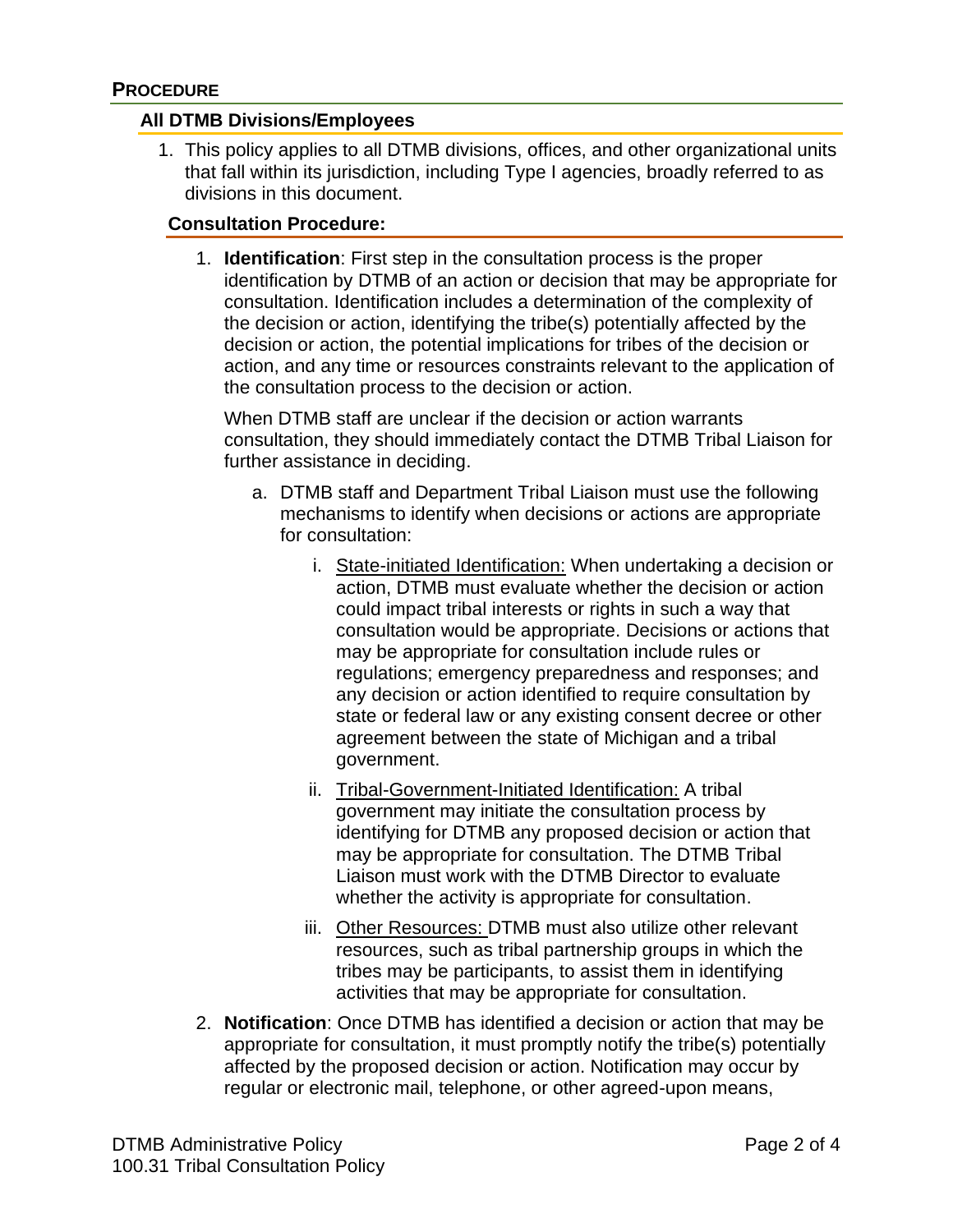## PROCEDURE

### All DTMB Divisions/Employees

1. This policy applies to all DTMB divisions, offices, and other organizational units that fall within its jurisdiction, including Type I agencies, broadly referred to as divisions in this document.

### Consultation Procedure:

1. **Identification**: First step in the consultation process is the proper identification by DTMB of an action or decision that may be appropriate for consultation. Identification includes a determination of the complexity of the decision or action, identifying the tribe(s) potentially affected by the decision or action, the potential implications for tribes of the decision or action, and any time or resources constraints relevant to the application of the consultation process to the decision or action.

   When DTMB staff are unclear if the decision or action warrants consultation, they should immediately contact the DTMB Tribal Liaison for further assistance in deciding.

   a. DTMB staff and Department Tribal Liaison must use the following mechanisms to identify when decisions or actions are appropriate for consultation:

      i. State-initiated Identification: When undertaking a decision or action, DTMB must evaluate whether the decision or action could impact tribal interests or rights in such a way that consultation would be appropriate. Decisions or actions that may be appropriate for consultation include rules or regulations; emergency preparedness and responses; and any decision or action identified to require consultation by state or federal law or any existing consent decree or other agreement between the state of Michigan and a tribal government.

      ii. Tribal-Government-Initiated Identification: A tribal government may initiate the consultation process by identifying for DTMB any proposed decision or action that may be appropriate for consultation. The DTMB Tribal Liaison must work with the DTMB Director to evaluate whether the activity is appropriate for consultation.

      iii. Other Resources: DTMB must also utilize other relevant resources, such as tribal partnership groups in which the tribes may be participants, to assist them in identifying activities that may be appropriate for consultation.

2. **Notification**: Once DTMB has identified a decision or action that may be appropriate for consultation, it must promptly notify the tribe(s) potentially affected by the proposed decision or action. Notification may occur by regular or electronic mail, telephone, or other agreed-upon means,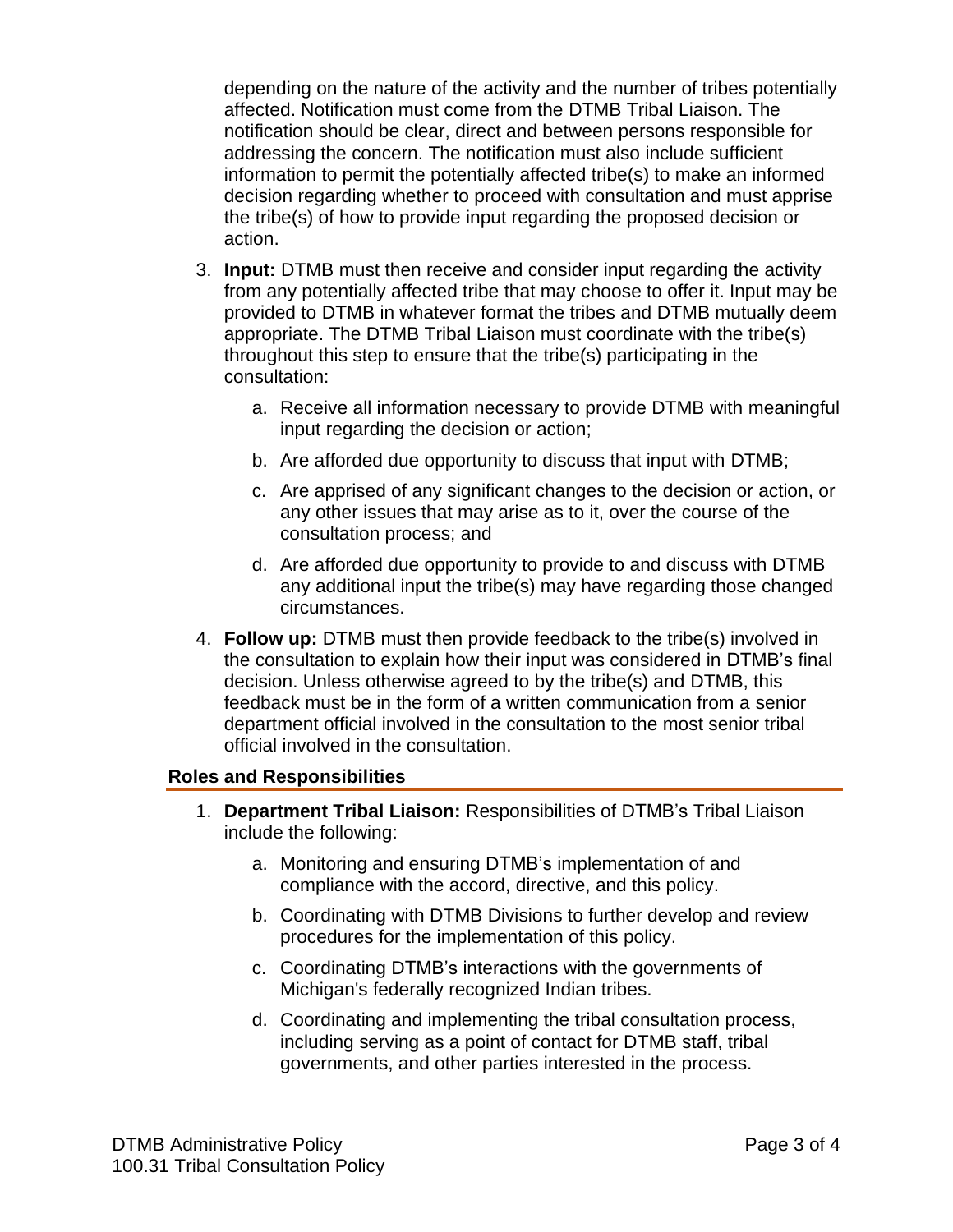depending on the nature of the activity and the number of tribes potentially affected. Notification must come from the DTMB Tribal Liaison. The notification should be clear, direct and between persons responsible for addressing the concern. The notification must also include sufficient information to permit the potentially affected tribe(s) to make an informed decision regarding whether to proceed with consultation and must apprise the tribe(s) of how to provide input regarding the proposed decision or action.

3. **Input:** DTMB must then receive and consider input regarding the activity from any potentially affected tribe that may choose to offer it. Input may be provided to DTMB in whatever format the tribes and DTMB mutually deem appropriate. The DTMB Tribal Liaison must coordinate with the tribe(s) throughout this step to ensure that the tribe(s) participating in the consultation:

    a. Receive all information necessary to provide DTMB with meaningful input regarding the decision or action;

    b. Are afforded due opportunity to discuss that input with DTMB;

    c. Are apprised of any significant changes to the decision or action, or any other issues that may arise as to it, over the course of the consultation process; and

    d. Are afforded due opportunity to provide to and discuss with DTMB any additional input the tribe(s) may have regarding those changed circumstances.

4. **Follow up:** DTMB must then provide feedback to the tribe(s) involved in the consultation to explain how their input was considered in DTMB's final decision. Unless otherwise agreed to by the tribe(s) and DTMB, this feedback must be in the form of a written communication from a senior department official involved in the consultation to the most senior tribal official involved in the consultation.

## Roles and Responsibilities

1. **Department Tribal Liaison:** Responsibilities of DTMB's Tribal Liaison include the following:

    a. Monitoring and ensuring DTMB's implementation of and compliance with the accord, directive, and this policy.

    b. Coordinating with DTMB Divisions to further develop and review procedures for the implementation of this policy.

    c. Coordinating DTMB's interactions with the governments of Michigan's federally recognized Indian tribes.

    d. Coordinating and implementing the tribal consultation process, including serving as a point of contact for DTMB staff, tribal governments, and other parties interested in the process.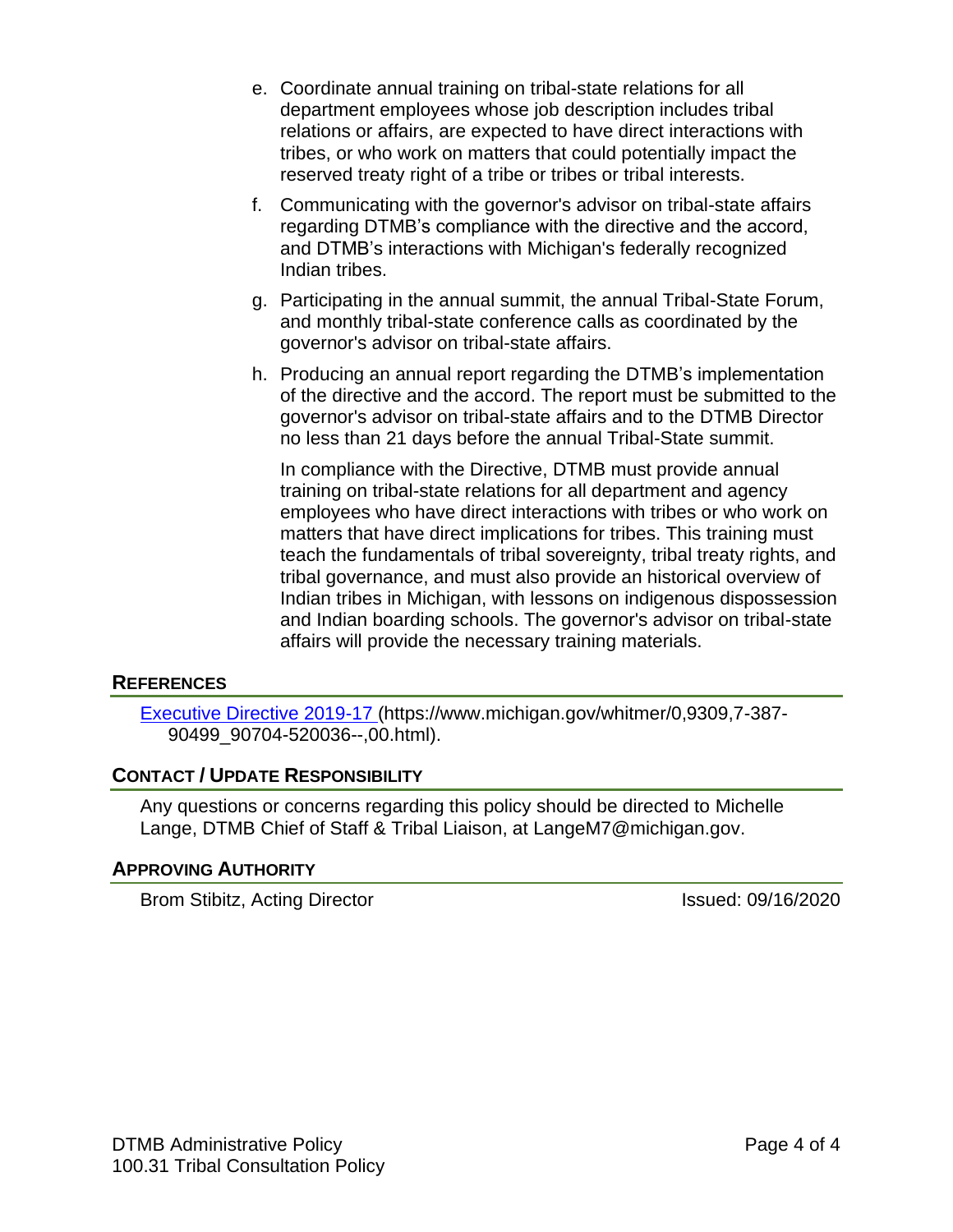e. Coordinate annual training on tribal-state relations for all department employees whose job description includes tribal relations or affairs, are expected to have direct interactions with tribes, or who work on matters that could potentially impact the reserved treaty right of a tribe or tribes or tribal interests.

f. Communicating with the governor's advisor on tribal-state affairs regarding DTMB's compliance with the directive and the accord, and DTMB's interactions with Michigan's federally recognized Indian tribes.

g. Participating in the annual summit, the annual Tribal-State Forum, and monthly tribal-state conference calls as coordinated by the governor's advisor on tribal-state affairs.

h. Producing an annual report regarding the DTMB's implementation of the directive and the accord. The report must be submitted to the governor's advisor on tribal-state affairs and to the DTMB Director no less than 21 days before the annual Tribal-State summit.

   In compliance with the Directive, DTMB must provide annual training on tribal-state relations for all department and agency employees who have direct interactions with tribes or who work on matters that have direct implications for tribes. This training must teach the fundamentals of tribal sovereignty, tribal treaty rights, and tribal governance, and must also provide an historical overview of Indian tribes in Michigan, with lessons on indigenous dispossession and Indian boarding schools. The governor's advisor on tribal-state affairs will provide the necessary training materials.

## REFERENCES

Executive Directive 2019-17 (https://www.michigan.gov/whitmer/0,9309,7-387-90499_90704-520036--,00.html).

## CONTACT / UPDATE RESPONSIBILITY

Any questions or concerns regarding this policy should be directed to Michelle Lange, DTMB Chief of Staff & Tribal Liaison, at LangeM7@michigan.gov.

## APPROVING AUTHORITY

Brom Stibitz, Acting Director    Issued: 09/16/2020